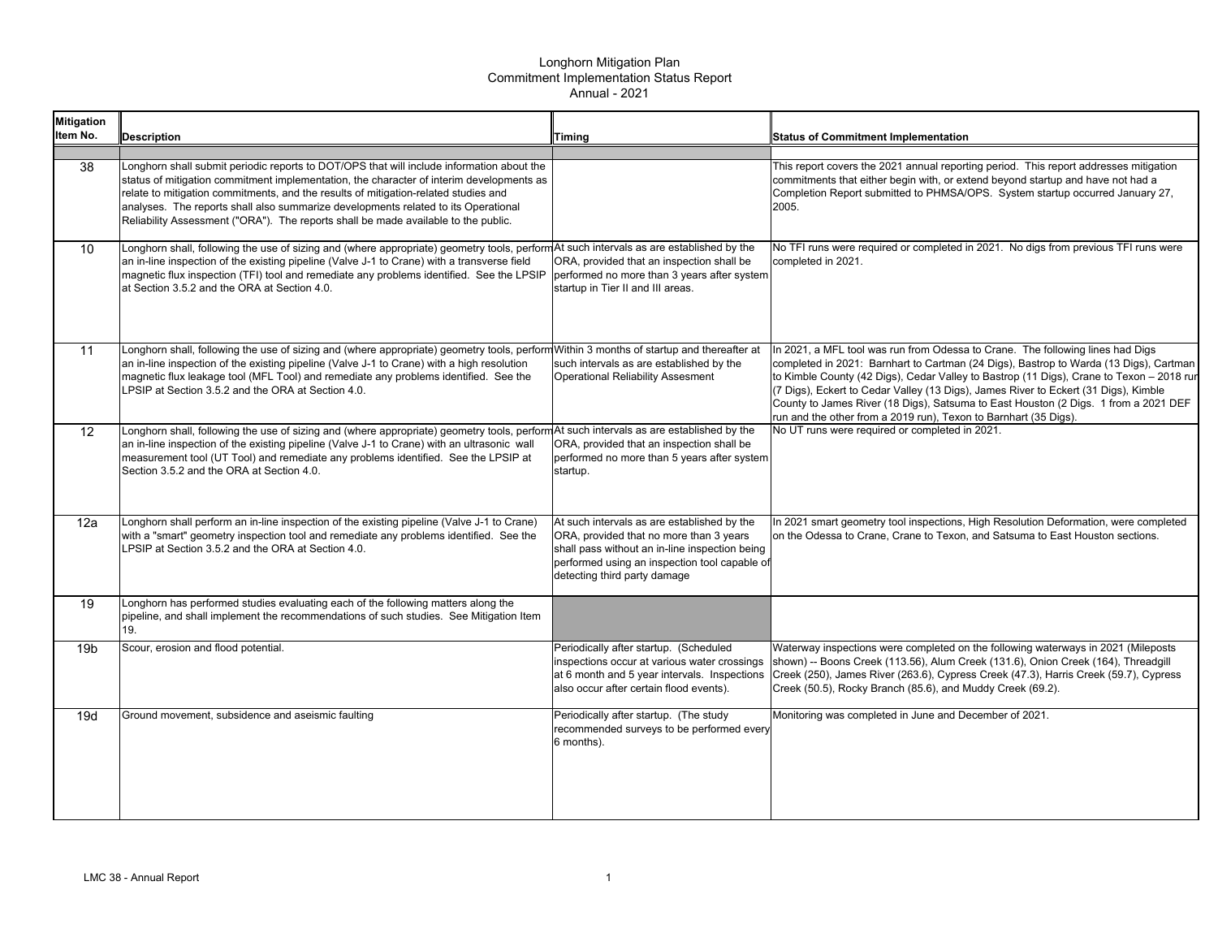# Longhorn Mitigation Plan
## Commitment Implementation Status Report
## Annual - 2021

| Mitigation Item No. | Description | Timing | Status of Commitment Implementation |
|---|---|---|---|
| | | | |
| 38 | Longhorn shall submit periodic reports to DOT/OPS that will include information about the status of mitigation commitment implementation, the character of interim developments as relate to mitigation commitments, and the results of mitigation-related studies and analyses. The reports shall also summarize developments related to its Operational Reliability Assessment ("ORA"). The reports shall be made available to the public. | | This report covers the 2021 annual reporting period. This report addresses mitigation commitments that either begin with, or extend beyond startup and have not had a Completion Report submitted to PHMSA/OPS. System startup occurred January 27, 2005. |
| 10 | Longhorn shall, following the use of sizing and (where appropriate) geometry tools, perform an in-line inspection of the existing pipeline (Valve J-1 to Crane) with a transverse field magnetic flux inspection (TFI) tool and remediate any problems identified. See the LPSIP at Section 3.5.2 and the ORA at Section 4.0. | At such intervals as are established by the ORA, provided that an inspection shall be performed no more than 3 years after system startup in Tier II and III areas. | No TFI runs were required or completed in 2021. No digs from previous TFI runs were completed in 2021. |
| 11 | Longhorn shall, following the use of sizing and (where appropriate) geometry tools, perform an in-line inspection of the existing pipeline (Valve J-1 to Crane) with a high resolution magnetic flux leakage tool (MFL Tool) and remediate any problems identified. See the LPSIP at Section 3.5.2 and the ORA at Section 4.0. | Within 3 months of startup and thereafter at such intervals as are established by the Operational Reliability Assesment | In 2021, a MFL tool was run from Odessa to Crane. The following lines had Digs completed in 2021: Barnhart to Cartman (24 Digs), Bastrop to Warda (13 Digs), Cartman to Kimble County (42 Digs), Cedar Valley to Bastrop (11 Digs), Crane to Texon – 2018 run (7 Digs), Eckert to Cedar Valley (13 Digs), James River to Eckert (31 Digs), Kimble County to James River (18 Digs), Satsuma to East Houston (2 Digs. 1 from a 2021 DEF run and the other from a 2019 run), Texon to Barnhart (35 Digs). |
| 12 | Longhorn shall, following the use of sizing and (where appropriate) geometry tools, perform an in-line inspection of the existing pipeline (Valve J-1 to Crane) with an ultrasonic wall measurement tool (UT Tool) and remediate any problems identified. See the LPSIP at Section 3.5.2 and the ORA at Section 4.0. | At such intervals as are established by the ORA, provided that an inspection shall be performed no more than 5 years after system startup. | No UT runs were required or completed in 2021. |
| 12a | Longhorn shall perform an in-line inspection of the existing pipeline (Valve J-1 to Crane) with a "smart" geometry inspection tool and remediate any problems identified. See the LPSIP at Section 3.5.2 and the ORA at Section 4.0. | At such intervals as are established by the ORA, provided that no more than 3 years shall pass without an in-line inspection being performed using an inspection tool capable of detecting third party damage | In 2021 smart geometry tool inspections, High Resolution Deformation, were completed on the Odessa to Crane, Crane to Texon, and Satsuma to East Houston sections. |
| 19 | Longhorn has performed studies evaluating each of the following matters along the pipeline, and shall implement the recommendations of such studies. See Mitigation Item 19. | | |
| 19b | Scour, erosion and flood potential. | Periodically after startup. (Scheduled inspections occur at various water crossings at 6 month and 5 year intervals. Inspections also occur after certain flood events). | Waterway inspections were completed on the following waterways in 2021 (Mileposts shown) -- Boons Creek (113.56), Alum Creek (131.6), Onion Creek (164), Threadgill Creek (250), James River (263.6), Cypress Creek (47.3), Harris Creek (59.7), Cypress Creek (50.5), Rocky Branch (85.6), and Muddy Creek (69.2). |
| 19d | Ground movement, subsidence and aseismic faulting | Periodically after startup. (The study recommended surveys to be performed every 6 months). | Monitoring was completed in June and December of 2021. |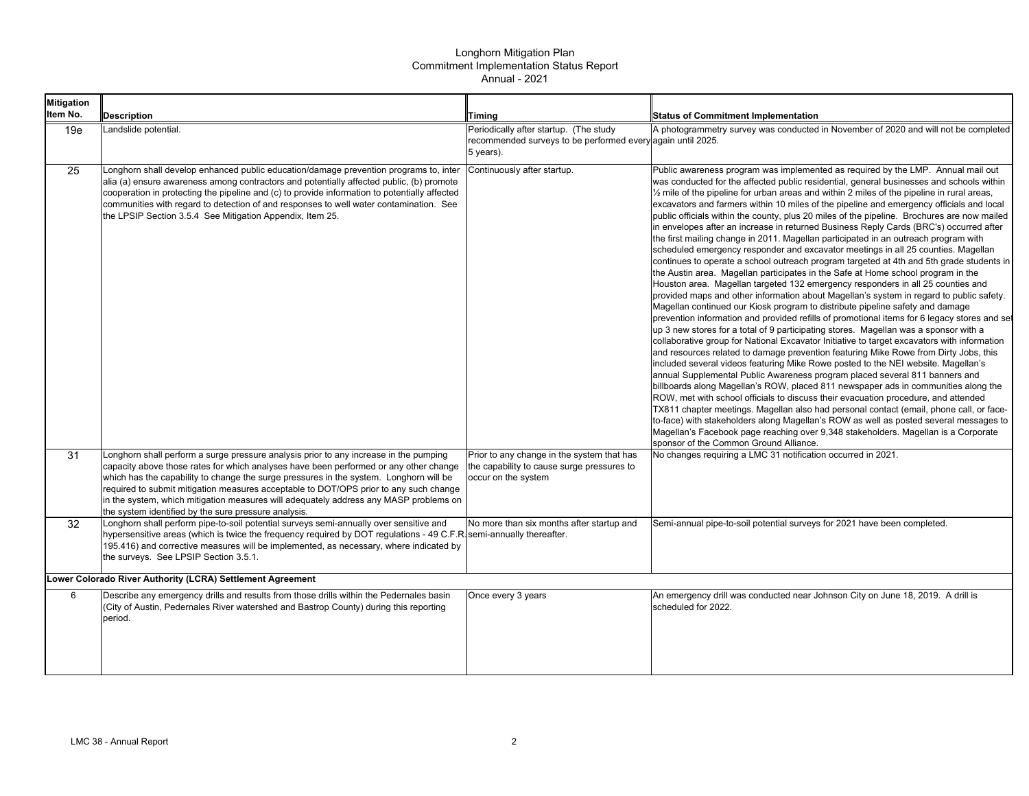Longhorn Mitigation Plan
Commitment Implementation Status Report
Annual - 2021

| Mitigation Item No. | Description | Timing | Status of Commitment Implementation |
|---|---|---|---|
| 19e | Landslide potential. | Periodically after startup. (The study recommended surveys to be performed every 5 years). | A photogrammetry survey was conducted in November of 2020 and will not be completed again until 2025. |
| 25 | Longhorn shall develop enhanced public education/damage prevention programs to, inter alia (a) ensure awareness among contractors and potentially affected public, (b) promote cooperation in protecting the pipeline and (c) to provide information to potentially affected communities with regard to detection of and responses to well water contamination. See the LPSIP Section 3.5.4 See Mitigation Appendix, Item 25. | Continuously after startup. | Public awareness program was implemented as required by the LMP. Annual mail out was conducted for the affected public residential, general businesses and schools within ½ mile of the pipeline for urban areas and within 2 miles of the pipeline in rural areas, excavators and farmers within 10 miles of the pipeline and emergency officials and local public officials within the county, plus 20 miles of the pipeline. Brochures are now mailed in envelopes after an increase in returned Business Reply Cards (BRC's) occurred after the first mailing change in 2011. Magellan participated in an outreach program with scheduled emergency responder and excavator meetings in all 25 counties. Magellan continues to operate a school outreach program targeted at 4th and 5th grade students in the Austin area. Magellan participates in the Safe at Home school program in the Houston area. Magellan targeted 132 emergency responders in all 25 counties and provided maps and other information about Magellan's system in regard to public safety. Magellan continued our Kiosk program to distribute pipeline safety and damage prevention information and provided refills of promotional items for 6 legacy stores and set up 3 new stores for a total of 9 participating stores. Magellan was a sponsor with a collaborative group for National Excavator Initiative to target excavators with information and resources related to damage prevention featuring Mike Rowe from Dirty Jobs, this included several videos featuring Mike Rowe posted to the NEI website. Magellan's annual Supplemental Public Awareness program placed several 811 banners and billboards along Magellan's ROW, placed 811 newspaper ads in communities along the ROW, met with school officials to discuss their evacuation procedure, and attended TX811 chapter meetings. Magellan also had personal contact (email, phone call, or face-to-face) with stakeholders along Magellan's ROW as well as posted several messages to Magellan's Facebook page reaching over 9,348 stakeholders. Magellan is a Corporate sponsor of the Common Ground Alliance. |
| 31 | Longhorn shall perform a surge pressure analysis prior to any increase in the pumping capacity above those rates for which analyses have been performed or any other change which has the capability to change the surge pressures in the system. Longhorn will be required to submit mitigation measures acceptable to DOT/OPS prior to any such change in the system, which mitigation measures will adequately address any MASP problems on the system identified by the sure pressure analysis. | Prior to any change in the system that has the capability to cause surge pressures to occur on the system | No changes requiring a LMC 31 notification occurred in 2021. |
| 32 | Longhorn shall perform pipe-to-soil potential surveys semi-annually over sensitive and hypersensitive areas (which is twice the frequency required by DOT regulations - 49 C.F.R. 195.416) and corrective measures will be implemented, as necessary, where indicated by the surveys. See LPSIP Section 3.5.1. | No more than six months after startup and semi-annually thereafter. | Semi-annual pipe-to-soil potential surveys for 2021 have been completed. |
| **Lower Colorado River Authority (LCRA) Settlement Agreement** | | | |
| 6 | Describe any emergency drills and results from those drills within the Pedernales basin (City of Austin, Pedernales River watershed and Bastrop County) during this reporting period. | Once every 3 years | An emergency drill was conducted near Johnson City on June 18, 2019. A drill is scheduled for 2022. |

LMC 38 - Annual Report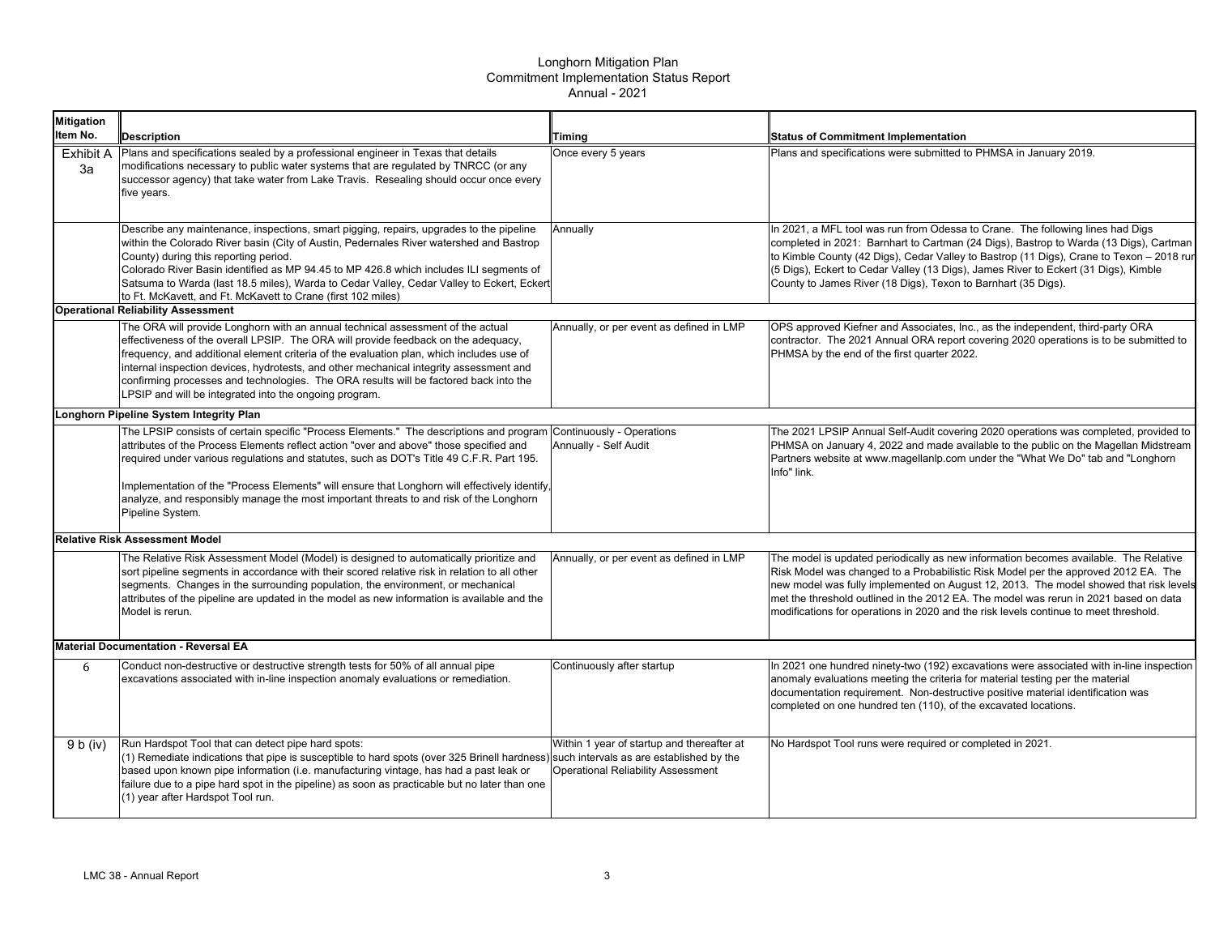# Longhorn Mitigation Plan
## Commitment Implementation Status Report
### Annual - 2021

| Mitigation Item No. | Description | Timing | Status of Commitment Implementation |
|---|---|---|---|
| Exhibit A 3a | Plans and specifications sealed by a professional engineer in Texas that details modifications necessary to public water systems that are regulated by TNRCC (or any successor agency) that take water from Lake Travis. Resealing should occur once every five years. | Once every 5 years | Plans and specifications were submitted to PHMSA in January 2019. |
| | Describe any maintenance, inspections, smart pigging, repairs, upgrades to the pipeline within the Colorado River basin (City of Austin, Pedernales River watershed and Bastrop County) during this reporting period.<br>Colorado River Basin identified as MP 94.45 to MP 426.8 which includes ILI segments of Satsuma to Warda (last 18.5 miles), Warda to Cedar Valley, Cedar Valley to Eckert, Eckert to Ft. McKavett, and Ft. McKavett to Crane (first 102 miles) | Annually | In 2021, a MFL tool was run from Odessa to Crane. The following lines had Digs completed in 2021: Barnhart to Cartman (24 Digs), Bastrop to Warda (13 Digs), Cartman to Kimble County (42 Digs), Cedar Valley to Bastrop (11 Digs), Crane to Texon – 2018 run (5 Digs), Eckert to Cedar Valley (13 Digs), James River to Eckert (31 Digs), Kimble County to James River (18 Digs), Texon to Barnhart (35 Digs). |
| **Operational Reliability Assessment** | | | |
| | The ORA will provide Longhorn with an annual technical assessment of the actual effectiveness of the overall LPSIP. The ORA will provide feedback on the adequacy, frequency, and additional element criteria of the evaluation plan, which includes use of internal inspection devices, hydrotests, and other mechanical integrity assessment and confirming processes and technologies. The ORA results will be factored back into the LPSIP and will be integrated into the ongoing program. | Annually, or per event as defined in LMP | OPS approved Kiefner and Associates, Inc., as the independent, third-party ORA contractor. The 2021 Annual ORA report covering 2020 operations is to be submitted to PHMSA by the end of the first quarter 2022. |
| **Longhorn Pipeline System Integrity Plan** | | | |
| | The LPSIP consists of certain specific "Process Elements." The descriptions and program attributes of the Process Elements reflect action "over and above" those specified and required under various regulations and statutes, such as DOT's Title 49 C.F.R. Part 195.<br><br>Implementation of the "Process Elements" will ensure that Longhorn will effectively identify, analyze, and responsibly manage the most important threats to and risk of the Longhorn Pipeline System. | Continuously - Operations<br>Annually - Self Audit | The 2021 LPSIP Annual Self-Audit covering 2020 operations was completed, provided to PHMSA on January 4, 2022 and made available to the public on the Magellan Midstream Partners website at www.magellanlp.com under the "What We Do" tab and "Longhorn Info" link. |
| **Relative Risk Assessment Model** | | | |
| | The Relative Risk Assessment Model (Model) is designed to automatically prioritize and sort pipeline segments in accordance with their scored relative risk in relation to all other segments. Changes in the surrounding population, the environment, or mechanical attributes of the pipeline are updated in the model as new information is available and the Model is rerun. | Annually, or per event as defined in LMP | The model is updated periodically as new information becomes available. The Relative Risk Model was changed to a Probabilistic Risk Model per the approved 2012 EA. The new model was fully implemented on August 12, 2013. The model showed that risk levels met the threshold outlined in the 2012 EA. The model was rerun in 2021 based on data modifications for operations in 2020 and the risk levels continue to meet threshold. |
| **Material Documentation - Reversal EA** | | | |
| 6 | Conduct non-destructive or destructive strength tests for 50% of all annual pipe excavations associated with in-line inspection anomaly evaluations or remediation. | Continuously after startup | In 2021 one hundred ninety-two (192) excavations were associated with in-line inspection anomaly evaluations meeting the criteria for material testing per the material documentation requirement. Non-destructive positive material identification was completed on one hundred ten (110), of the excavated locations. |
| 9 b (iv) | Run Hardspot Tool that can detect pipe hard spots:<br>(1) Remediate indications that pipe is susceptible to hard spots (over 325 Brinell hardness) based upon known pipe information (i.e. manufacturing vintage, has had a past leak or failure due to a pipe hard spot in the pipeline) as soon as practicable but no later than one (1) year after Hardspot Tool run. | Within 1 year of startup and thereafter at such intervals as are established by the Operational Reliability Assessment | No Hardspot Tool runs were required or completed in 2021. |

LMC 38 - Annual Report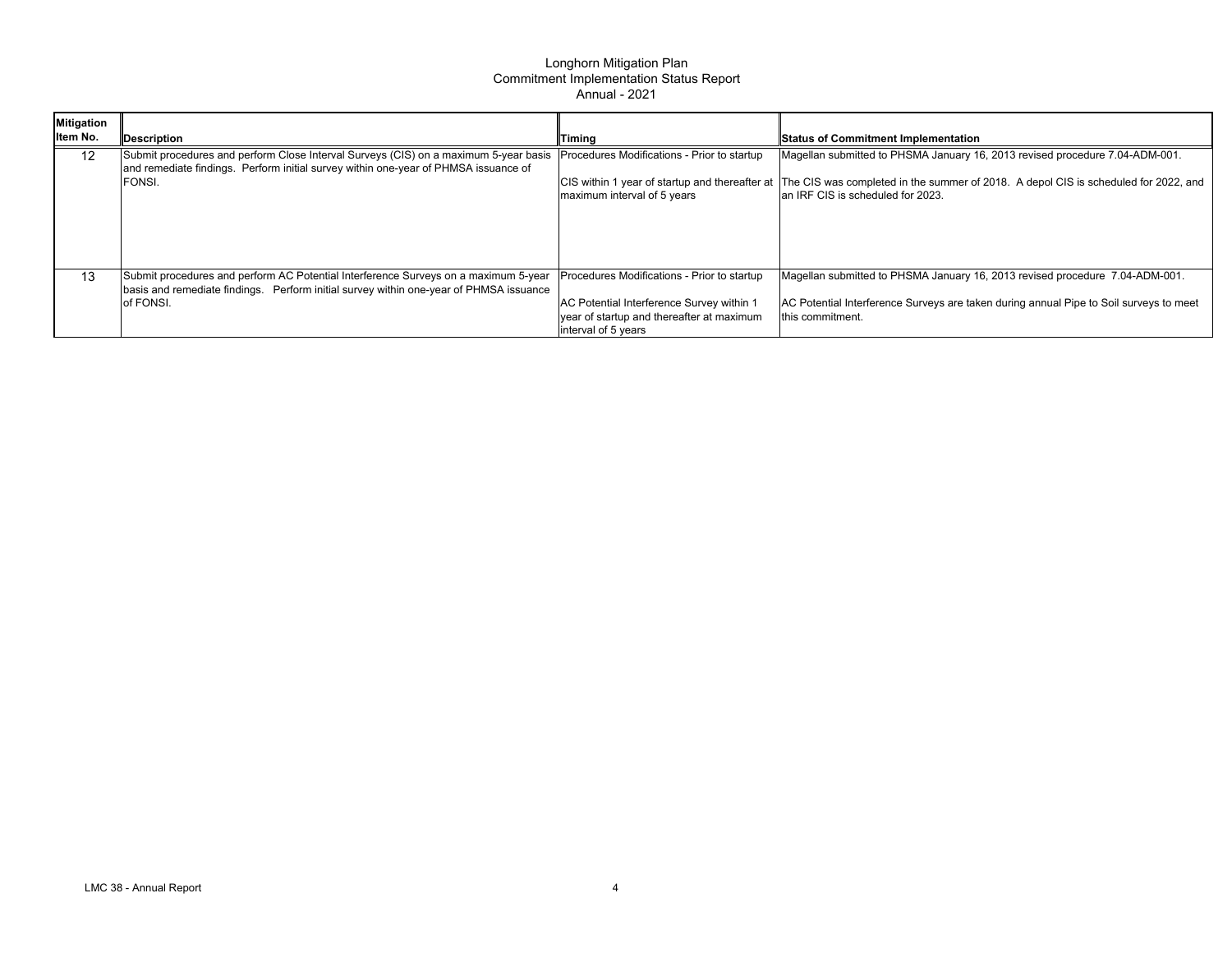Longhorn Mitigation Plan
Commitment Implementation Status Report
Annual - 2021

| Mitigation Item No. | Description | Timing | Status of Commitment Implementation |
|---|---|---|---|
| 12 | Submit procedures and perform Close Interval Surveys (CIS) on a maximum 5-year basis and remediate findings. Perform initial survey within one-year of PHMSA issuance of FONSI. | Procedures Modifications - Prior to startup<br><br>CIS within 1 year of startup and thereafter at maximum interval of 5 years | Magellan submitted to PHSMA January 16, 2013 revised procedure 7.04-ADM-001.<br><br>The CIS was completed in the summer of 2018. A depol CIS is scheduled for 2022, and an IRF CIS is scheduled for 2023. |
| 13 | Submit procedures and perform AC Potential Interference Surveys on a maximum 5-year basis and remediate findings. Perform initial survey within one-year of PHMSA issuance of FONSI. | Procedures Modifications - Prior to startup<br><br>AC Potential Interference Survey within 1 year of startup and thereafter at maximum interval of 5 years | Magellan submitted to PHSMA January 16, 2013 revised procedure 7.04-ADM-001.<br><br>AC Potential Interference Surveys are taken during annual Pipe to Soil surveys to meet this commitment. |

LMC 38 - Annual Report